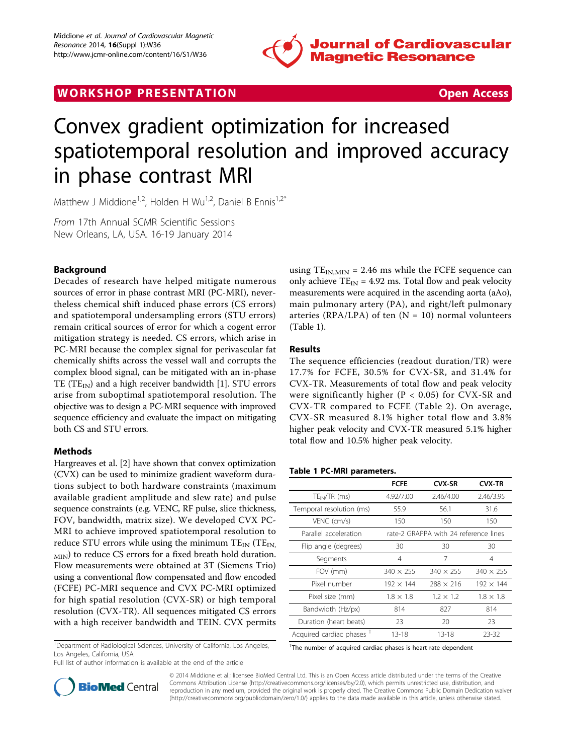**WORKSHOP PRESENTATION** **Open Access**

# Convex gradient optimization for increased spatiotemporal resolution and improved accuracy in phase contrast MRI

Matthew J Middione[1,2], Holden H Wu[1,2], Daniel B Ennis[1,2*]

*From* 17th Annual SCMR Scientific Sessions
New Orleans, LA, USA. 16-19 January 2014

## Background

Decades of research have helped mitigate numerous sources of error in phase contrast MRI (PC-MRI), nevertheless chemical shift induced phase errors (CS errors) and spatiotemporal undersampling errors (STU errors) remain critical sources of error for which a cogent error mitigation strategy is needed. CS errors, which arise in PC-MRI because the complex signal for perivascular fat chemically shifts across the vessel wall and corrupts the complex blood signal, can be mitigated with an in-phase TE ($TE_{IN}$) and a high receiver bandwidth [1]. STU errors arise from suboptimal spatiotemporal resolution. The objective was to design a PC-MRI sequence with improved sequence efficiency and evaluate the impact on mitigating both CS and STU errors.

## Methods

Hargreaves et al. [2] have shown that convex optimization (CVX) can be used to minimize gradient waveform durations subject to both hardware constraints (maximum available gradient amplitude and slew rate) and pulse sequence constraints (e.g. VENC, RF pulse, slice thickness, FOV, bandwidth, matrix size). We developed CVX PC-MRI to achieve improved spatiotemporal resolution to reduce STU errors while using the minimum $TE_{IN}$ ($TE_{IN,MIN}$) to reduce CS errors for a fixed breath hold duration. Flow measurements were obtained at 3T (Siemens Trio) using a conventional flow compensated and flow encoded (FCFE) PC-MRI sequence and CVX PC-MRI optimized for high spatial resolution (CVX-SR) or high temporal resolution (CVX-TR). All sequences mitigated CS errors with a high receiver bandwidth and TEIN. CVX permits using $TE_{IN,MIN}$ = 2.46 ms while the FCFE sequence can only achieve $TE_{IN}$ = 4.92 ms. Total flow and peak velocity measurements were acquired in the ascending aorta (aAo), main pulmonary artery (PA), and right/left pulmonary arteries (RPA/LPA) of ten (N = 10) normal volunteers (Table 1).

## Results

The sequence efficiencies (readout duration/TR) were 17.7% for FCFE, 30.5% for CVX-SR, and 31.4% for CVX-TR. Measurements of total flow and peak velocity were significantly higher ($P < 0.05$) for CVX-SR and CVX-TR compared to FCFE (Table 2). On average, CVX-SR measured 8.1% higher total flow and 3.8% higher peak velocity and CVX-TR measured 5.1% higher total flow and 10.5% higher peak velocity.

**Table 1 PC-MRI parameters.**

| | FCFE | CVX-SR | CVX-TR |
|---|---|---|---|
| $TE_{IN}$/TR (ms) | 4.92/7.00 | 2.46/4.00 | 2.46/3.95 |
| Temporal resolution (ms) | 55.9 | 56.1 | 31.6 |
| VENC (cm/s) | 150 | 150 | 150 |
| Parallel acceleration | rate-2 GRAPPA with 24 reference lines | | |
| Flip angle (degrees) | 30 | 30 | 30 |
| Segments | 4 | 7 | 4 |
| FOV (mm) | 340 × 255 | 340 × 255 | 340 × 255 |
| Pixel number | 192 × 144 | 288 × 216 | 192 × 144 |
| Pixel size (mm) | 1.8 × 1.8 | 1.2 × 1.2 | 1.8 × 1.8 |
| Bandwidth (Hz/px) | 814 | 827 | 814 |
| Duration (heart beats) | 23 | 20 | 23 |
| Acquired cardiac phases † | 13-18 | 13-18 | 23-32 |

†The number of acquired cardiac phases is heart rate dependent

[1]Department of Radiological Sciences, University of California, Los Angeles, Los Angeles, California, USA
Full list of author information is available at the end of the article

© 2014 Middione et al.; licensee BioMed Central Ltd. This is an Open Access article distributed under the terms of the Creative Commons Attribution License (http://creativecommons.org/licenses/by/2.0), which permits unrestricted use, distribution, and reproduction in any medium, provided the original work is properly cited. The Creative Commons Public Domain Dedication waiver (http://creativecommons.org/publicdomain/zero/1.0/) applies to the data made available in this article, unless otherwise stated.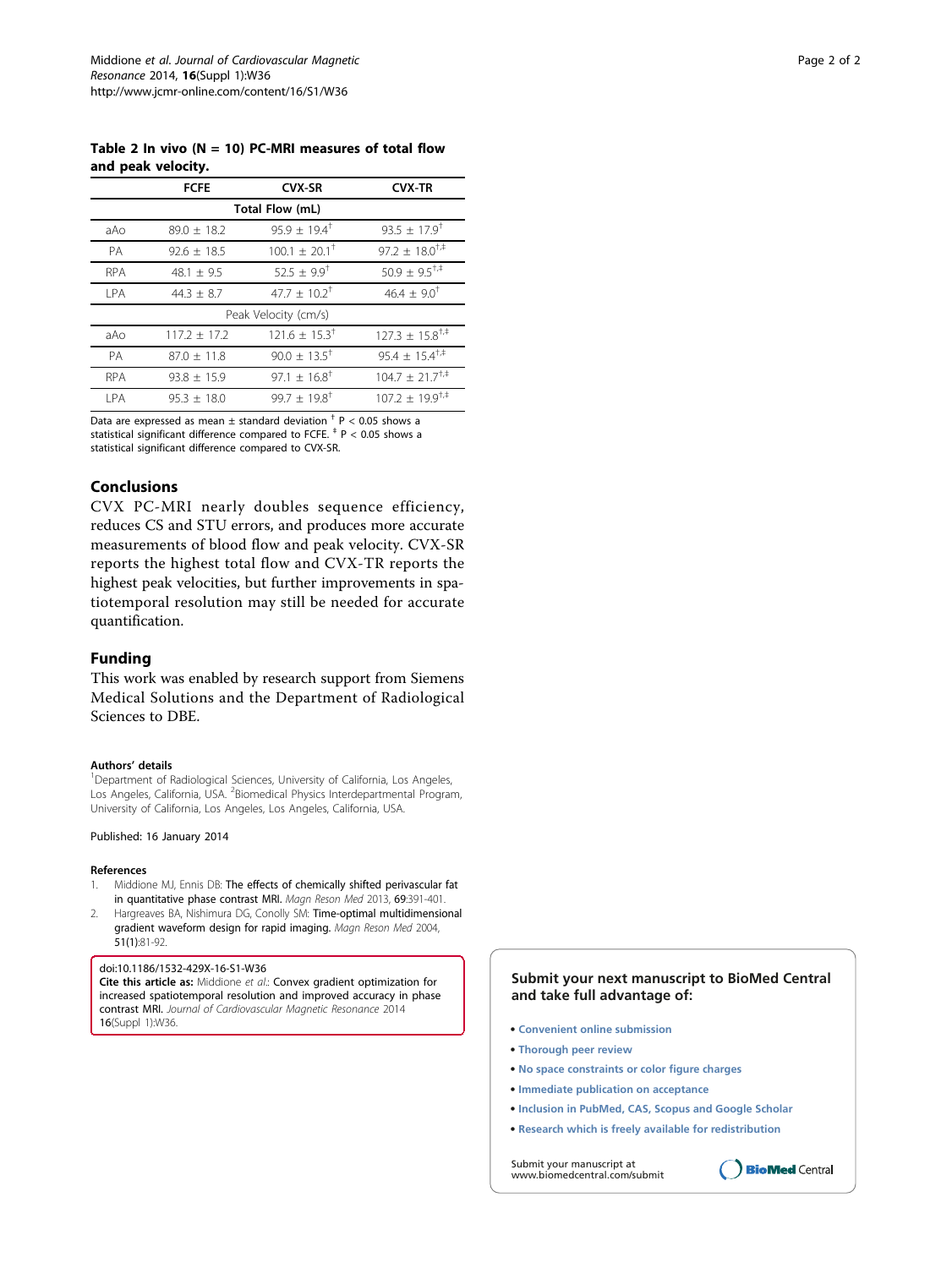**Table 2 In vivo (N = 10) PC-MRI measures of total flow and peak velocity.**

| | FCFE | CVX-SR | CVX-TR |
|---|---|---|---|
| Total Flow (mL) | | | |
| aAo | 89.0 ± 18.2 | 95.9 ± 19.4$^{\dagger}$ | 93.5 ± 17.9$^{\dagger}$ |
| PA | 92.6 ± 18.5 | 100.1 ± 20.1$^{\dagger}$ | 97.2 ± 18.0$^{\dagger,\ddagger}$ |
| RPA | 48.1 ± 9.5 | 52.5 ± 9.9$^{\dagger}$ | 50.9 ± 9.5$^{\dagger,\ddagger}$ |
| LPA | 44.3 ± 8.7 | 47.7 ± 10.2$^{\dagger}$ | 46.4 ± 9.0$^{\dagger}$ |
| Peak Velocity (cm/s) | | | |
| aAo | 117.2 ± 17.2 | 121.6 ± 15.3$^{\dagger}$ | 127.3 ± 15.8$^{\dagger,\ddagger}$ |
| PA | 87.0 ± 11.8 | 90.0 ± 13.5$^{\dagger}$ | 95.4 ± 15.4$^{\dagger,\ddagger}$ |
| RPA | 93.8 ± 15.9 | 97.1 ± 16.8$^{\dagger}$ | 104.7 ± 21.7$^{\dagger,\ddagger}$ |
| LPA | 95.3 ± 18.0 | 99.7 ± 19.8$^{\dagger}$ | 107.2 ± 19.9$^{\dagger,\ddagger}$ |

Data are expressed as mean ± standard deviation $^{\dagger}$ $P < 0.05$ shows a statistical significant difference compared to FCFE. $^{\ddagger}$ $P < 0.05$ shows a statistical significant difference compared to CVX-SR.

## Conclusions

CVX PC-MRI nearly doubles sequence efficiency, reduces CS and STU errors, and produces more accurate measurements of blood flow and peak velocity. CVX-SR reports the highest total flow and CVX-TR reports the highest peak velocities, but further improvements in spatiotemporal resolution may still be needed for accurate quantification.

## Funding

This work was enabled by research support from Siemens Medical Solutions and the Department of Radiological Sciences to DBE.

**Authors' details**

[1]Department of Radiological Sciences, University of California, Los Angeles, Los Angeles, California, USA. [2]Biomedical Physics Interdepartmental Program, University of California, Los Angeles, Los Angeles, California, USA.

Published: 16 January 2014

**References**

1. Middione MJ, Ennis DB: **The effects of chemically shifted perivascular fat in quantitative phase contrast MRI.** *Magn Reson Med* 2013, **69**:391-401.
2. Hargreaves BA, Nishimura DG, Conolly SM: **Time-optimal multidimensional gradient waveform design for rapid imaging.** *Magn Reson Med* 2004, **51(1)**:81-92.

doi:10.1186/1532-429X-16-S1-W36

**Cite this article as:** Middione *et al.*: Convex gradient optimization for increased spatiotemporal resolution and improved accuracy in phase contrast MRI. *Journal of Cardiovascular Magnetic Resonance* 2014 **16**(Suppl 1):W36.

**Submit your next manuscript to BioMed Central and take full advantage of:**

- Convenient online submission
- Thorough peer review
- No space constraints or color figure charges
- Immediate publication on acceptance
- Inclusion in PubMed, CAS, Scopus and Google Scholar
- Research which is freely available for redistribution

Submit your manuscript at www.biomedcentral.com/submit

BioMed Central